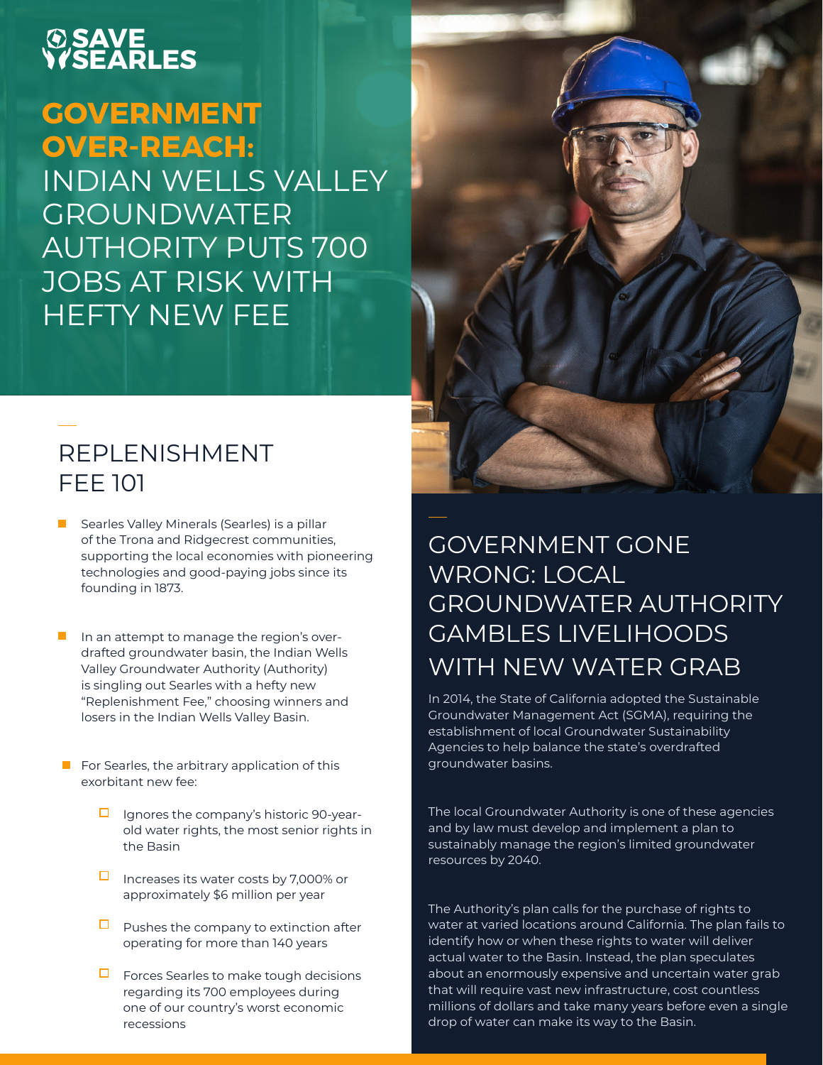# SAVE SEARLES

# GOVERNMENT OVER-REACH: INDIAN WELLS VALLEY GROUNDWATER AUTHORITY PUTS 700 JOBS AT RISK WITH HEFTY NEW FEE

## REPLENISHMENT FEE 101

- Searles Valley Minerals (Searles) is a pillar of the Trona and Ridgecrest communities, supporting the local economies with pioneering technologies and good-paying jobs since its founding in 1873.
- In an attempt to manage the region's over-drafted groundwater basin, the Indian Wells Valley Groundwater Authority (Authority) is singling out Searles with a hefty new "Replenishment Fee," choosing winners and losers in the Indian Wells Valley Basin.
- For Searles, the arbitrary application of this exorbitant new fee:
  - Ignores the company's historic 90-year-old water rights, the most senior rights in the Basin
  - Increases its water costs by 7,000% or approximately $6 million per year
  - Pushes the company to extinction after operating for more than 140 years
  - Forces Searles to make tough decisions regarding its 700 employees during one of our country's worst economic recessions

## GOVERNMENT GONE WRONG: LOCAL GROUNDWATER AUTHORITY GAMBLES LIVELIHOODS WITH NEW WATER GRAB

In 2014, the State of California adopted the Sustainable Groundwater Management Act (SGMA), requiring the establishment of local Groundwater Sustainability Agencies to help balance the state's overdrafted groundwater basins.

The local Groundwater Authority is one of these agencies and by law must develop and implement a plan to sustainably manage the region's limited groundwater resources by 2040.

The Authority's plan calls for the purchase of rights to water at varied locations around California. The plan fails to identify how or when these rights to water will deliver actual water to the Basin. Instead, the plan speculates about an enormously expensive and uncertain water grab that will require vast new infrastructure, cost countless millions of dollars and take many years before even a single drop of water can make its way to the Basin.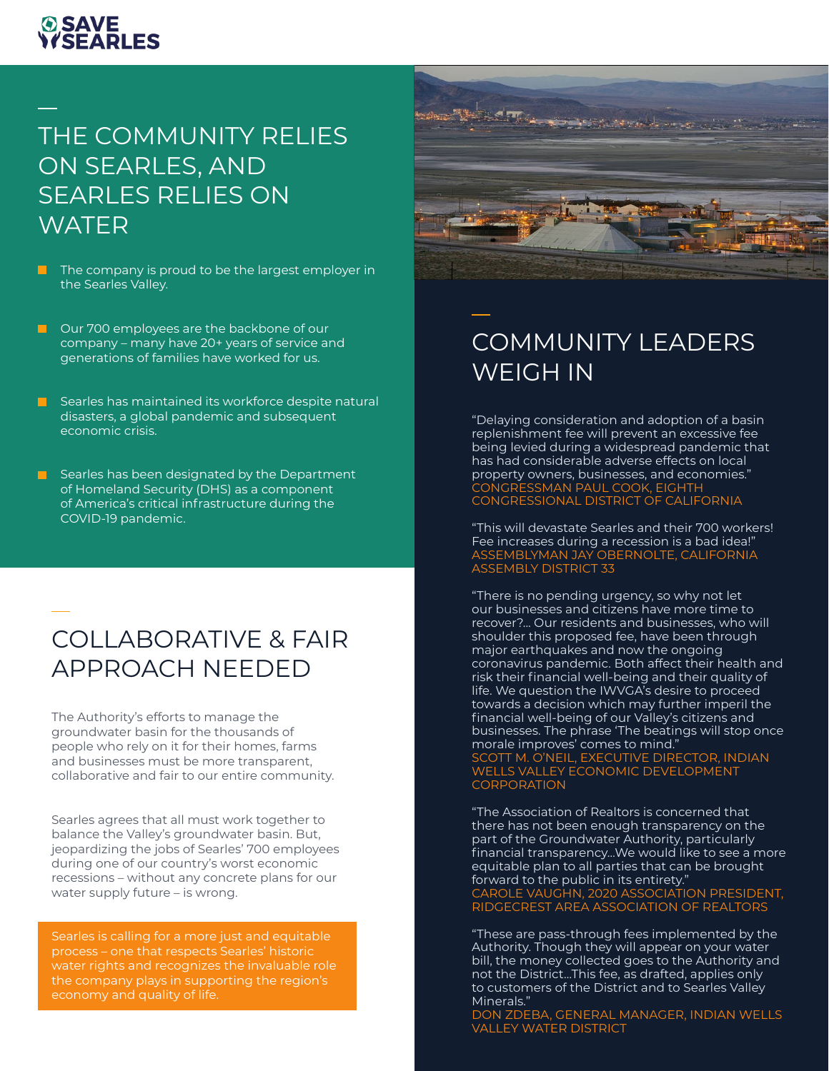# SAVE SEARLES

## THE COMMUNITY RELIES ON SEARLES, AND SEARLES RELIES ON WATER

- The company is proud to be the largest employer in the Searles Valley.
- Our 700 employees are the backbone of our company – many have 20+ years of service and generations of families have worked for us.
- Searles has maintained its workforce despite natural disasters, a global pandemic and subsequent economic crisis.
- Searles has been designated by the Department of Homeland Security (DHS) as a component of America's critical infrastructure during the COVID-19 pandemic.

## COLLABORATIVE & FAIR APPROACH NEEDED

The Authority's efforts to manage the groundwater basin for the thousands of people who rely on it for their homes, farms and businesses must be more transparent, collaborative and fair to our entire community.

Searles agrees that all must work together to balance the Valley's groundwater basin. But, jeopardizing the jobs of Searles' 700 employees during one of our country's worst economic recessions – without any concrete plans for our water supply future – is wrong.

Searles is calling for a more just and equitable process – one that respects Searles' historic water rights and recognizes the invaluable role the company plays in supporting the region's economy and quality of life.

## COMMUNITY LEADERS WEIGH IN

"Delaying consideration and adoption of a basin replenishment fee will prevent an excessive fee being levied during a widespread pandemic that has had considerable adverse effects on local property owners, businesses, and economies."
CONGRESSMAN PAUL COOK, EIGHTH CONGRESSIONAL DISTRICT OF CALIFORNIA

"This will devastate Searles and their 700 workers! Fee increases during a recession is a bad idea!"
ASSEMBLYMAN JAY OBERNOLTE, CALIFORNIA ASSEMBLY DISTRICT 33

"There is no pending urgency, so why not let our businesses and citizens have more time to recover?... Our residents and businesses, who will shoulder this proposed fee, have been through major earthquakes and now the ongoing coronavirus pandemic. Both affect their health and risk their financial well-being and their quality of life. We question the IWVGA's desire to proceed towards a decision which may further imperil the financial well-being of our Valley's citizens and businesses. The phrase 'The beatings will stop once morale improves' comes to mind."
SCOTT M. O'NEIL, EXECUTIVE DIRECTOR, INDIAN WELLS VALLEY ECONOMIC DEVELOPMENT CORPORATION

"The Association of Realtors is concerned that there has not been enough transparency on the part of the Groundwater Authority, particularly financial transparency...We would like to see a more equitable plan to all parties that can be brought forward to the public in its entirety."
CAROLE VAUGHN, 2020 ASSOCIATION PRESIDENT, RIDGECREST AREA ASSOCIATION OF REALTORS

"These are pass-through fees implemented by the Authority. Though they will appear on your water bill, the money collected goes to the Authority and not the District...This fee, as drafted, applies only to customers of the District and to Searles Valley Minerals."
DON ZDEBA, GENERAL MANAGER, INDIAN WELLS VALLEY WATER DISTRICT